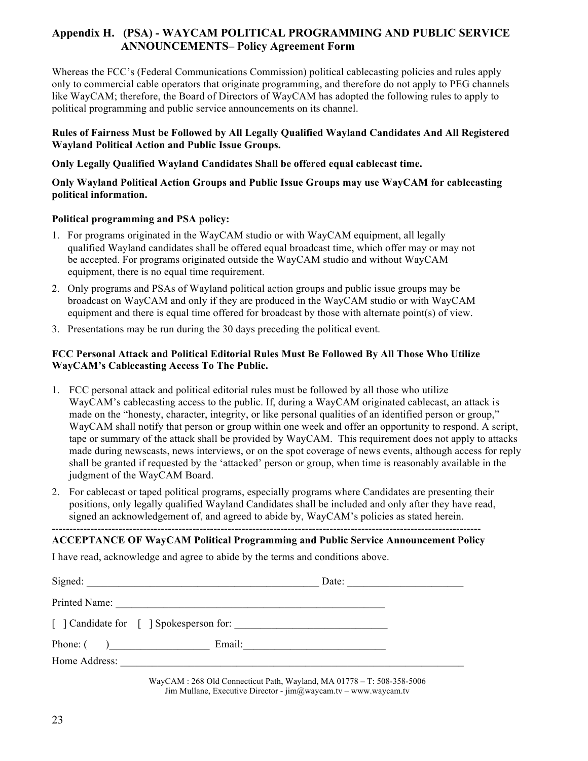## Appendix H. (PSA) - WAYCAM POLITICAL PROGRAMMING AND PUBLIC SERVICE ANNOUNCEMENTS– Policy Agreement Form

Whereas the FCC's (Federal Communications Commission) political cablecasting policies and rules apply only to commercial cable operators that originate programming, and therefore do not apply to PEG channels like WayCAM; therefore, the Board of Directors of WayCAM has adopted the following rules to apply to political programming and public service announcements on its channel.

**Rules of Fairness Must be Followed by All Legally Qualified Wayland Candidates And All Registered Wayland Political Action and Public Issue Groups.**

**Only Legally Qualified Wayland Candidates Shall be offered equal cablecast time.**

**Only Wayland Political Action Groups and Public Issue Groups may use WayCAM for cablecasting political information.**

**Political programming and PSA policy:**

1. For programs originated in the WayCAM studio or with WayCAM equipment, all legally qualified Wayland candidates shall be offered equal broadcast time, which offer may or may not be accepted. For programs originated outside the WayCAM studio and without WayCAM equipment, there is no equal time requirement.
2. Only programs and PSAs of Wayland political action groups and public issue groups may be broadcast on WayCAM and only if they are produced in the WayCAM studio or with WayCAM equipment and there is equal time offered for broadcast by those with alternate point(s) of view.
3. Presentations may be run during the 30 days preceding the political event.

**FCC Personal Attack and Political Editorial Rules Must Be Followed By All Those Who Utilize WayCAM's Cablecasting Access To The Public.**

1. FCC personal attack and political editorial rules must be followed by all those who utilize WayCAM's cablecasting access to the public. If, during a WayCAM originated cablecast, an attack is made on the "honesty, character, integrity, or like personal qualities of an identified person or group," WayCAM shall notify that person or group within one week and offer an opportunity to respond. A script, tape or summary of the attack shall be provided by WayCAM. This requirement does not apply to attacks made during newscasts, news interviews, or on the spot coverage of news events, although access for reply shall be granted if requested by the 'attacked' person or group, when time is reasonably available in the judgment of the WayCAM Board.
2. For cablecast or taped political programs, especially programs where Candidates are presenting their positions, only legally qualified Wayland Candidates shall be included and only after they have read, signed an acknowledgement of, and agreed to abide by, WayCAM's policies as stated herein.

---

**ACCEPTANCE OF WayCAM Political Programming and Public Service Announcement Policy**

I have read, acknowledge and agree to abide by the terms and conditions above.

Signed: ________________________________________ Date: ____________________

Printed Name: ________________________________________________

[ ] Candidate for [ ] Spokesperson for: __________________________

Phone: ( )_________________ Email:_________________________

Home Address: ______________________________________________________________

WayCAM : 268 Old Connecticut Path, Wayland, MA 01778 – T: 508-358-5006
Jim Mullane, Executive Director - jim@waycam.tv – www.waycam.tv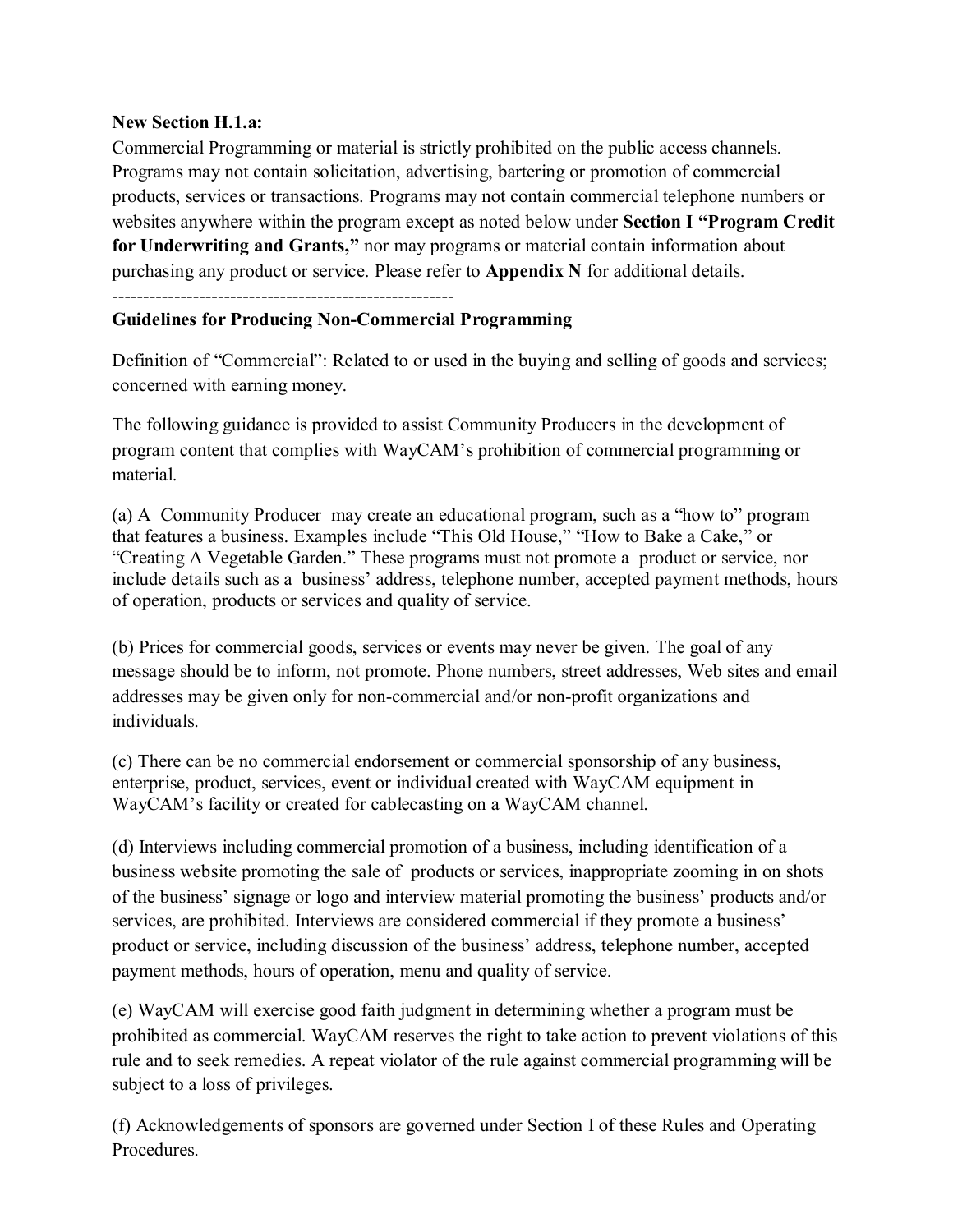**New Section H.1.a:**
Commercial Programming or material is strictly prohibited on the public access channels. Programs may not contain solicitation, advertising, bartering or promotion of commercial products, services or transactions. Programs may not contain commercial telephone numbers or websites anywhere within the program except as noted below under **Section I "Program Credit for Underwriting and Grants,"** nor may programs or material contain information about purchasing any product or service. Please refer to **Appendix N** for additional details.

--------------------------------------------------------

**Guidelines for Producing Non-Commercial Programming**

Definition of "Commercial": Related to or used in the buying and selling of goods and services; concerned with earning money.

The following guidance is provided to assist Community Producers in the development of program content that complies with WayCAM's prohibition of commercial programming or material.

(a) A Community Producer may create an educational program, such as a "how to" program that features a business. Examples include "This Old House," "How to Bake a Cake," or "Creating A Vegetable Garden." These programs must not promote a product or service, nor include details such as a business' address, telephone number, accepted payment methods, hours of operation, products or services and quality of service.

(b) Prices for commercial goods, services or events may never be given. The goal of any message should be to inform, not promote. Phone numbers, street addresses, Web sites and email addresses may be given only for non-commercial and/or non-profit organizations and individuals.

(c) There can be no commercial endorsement or commercial sponsorship of any business, enterprise, product, services, event or individual created with WayCAM equipment in WayCAM's facility or created for cablecasting on a WayCAM channel.

(d) Interviews including commercial promotion of a business, including identification of a business website promoting the sale of products or services, inappropriate zooming in on shots of the business' signage or logo and interview material promoting the business' products and/or services, are prohibited. Interviews are considered commercial if they promote a business' product or service, including discussion of the business' address, telephone number, accepted payment methods, hours of operation, menu and quality of service.

(e) WayCAM will exercise good faith judgment in determining whether a program must be prohibited as commercial. WayCAM reserves the right to take action to prevent violations of this rule and to seek remedies. A repeat violator of the rule against commercial programming will be subject to a loss of privileges.

(f) Acknowledgements of sponsors are governed under Section I of these Rules and Operating Procedures.